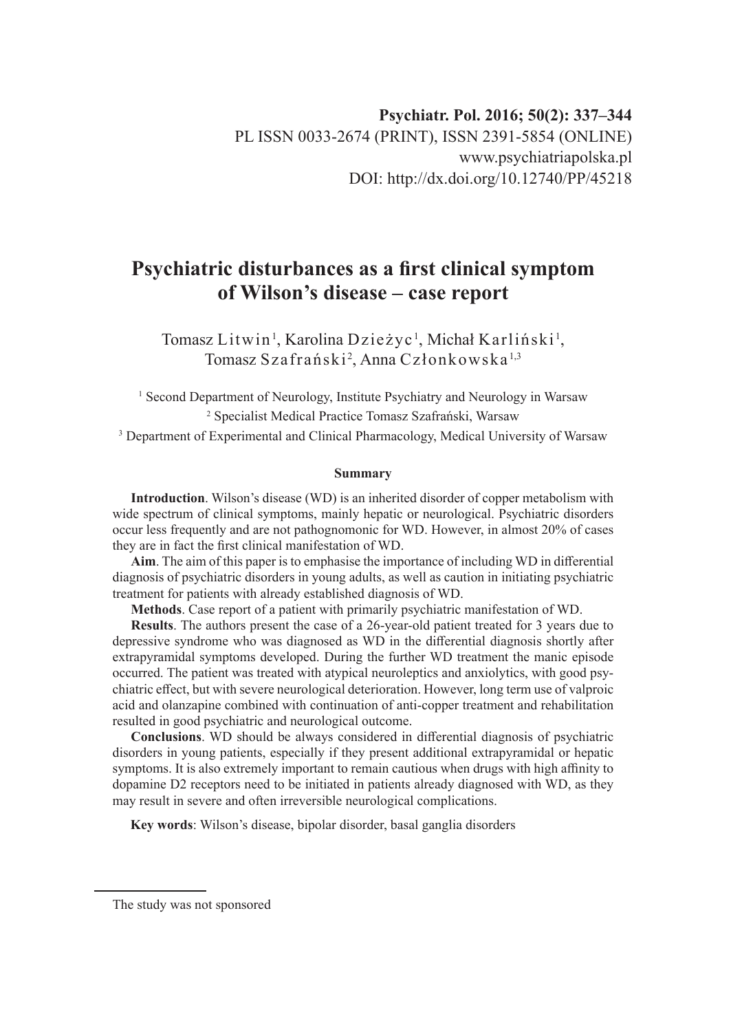# Psychiatric disturbances as a first clinical symptom of Wilson's disease – case report

Tomasz Litwin[1], Karolina Dzieżyc[1], Michał Karliński[1], Tomasz Szafrański[2], Anna Członkowska[1,3]

[1] Second Department of Neurology, Institute Psychiatry and Neurology in Warsaw
[2] Specialist Medical Practice Tomasz Szafrański, Warsaw
[3] Department of Experimental and Clinical Pharmacology, Medical University of Warsaw

#### Summary

**Introduction**. Wilson's disease (WD) is an inherited disorder of copper metabolism with wide spectrum of clinical symptoms, mainly hepatic or neurological. Psychiatric disorders occur less frequently and are not pathognomonic for WD. However, in almost 20% of cases they are in fact the first clinical manifestation of WD.

**Aim**. The aim of this paper is to emphasise the importance of including WD in differential diagnosis of psychiatric disorders in young adults, as well as caution in initiating psychiatric treatment for patients with already established diagnosis of WD.

**Methods**. Case report of a patient with primarily psychiatric manifestation of WD.

**Results**. The authors present the case of a 26-year-old patient treated for 3 years due to depressive syndrome who was diagnosed as WD in the differential diagnosis shortly after extrapyramidal symptoms developed. During the further WD treatment the manic episode occurred. The patient was treated with atypical neuroleptics and anxiolytics, with good psychiatric effect, but with severe neurological deterioration. However, long term use of valproic acid and olanzapine combined with continuation of anti-copper treatment and rehabilitation resulted in good psychiatric and neurological outcome.

**Conclusions**. WD should be always considered in differential diagnosis of psychiatric disorders in young patients, especially if they present additional extrapyramidal or hepatic symptoms. It is also extremely important to remain cautious when drugs with high affinity to dopamine D2 receptors need to be initiated in patients already diagnosed with WD, as they may result in severe and often irreversible neurological complications.

**Key words**: Wilson's disease, bipolar disorder, basal ganglia disorders

---

The study was not sponsored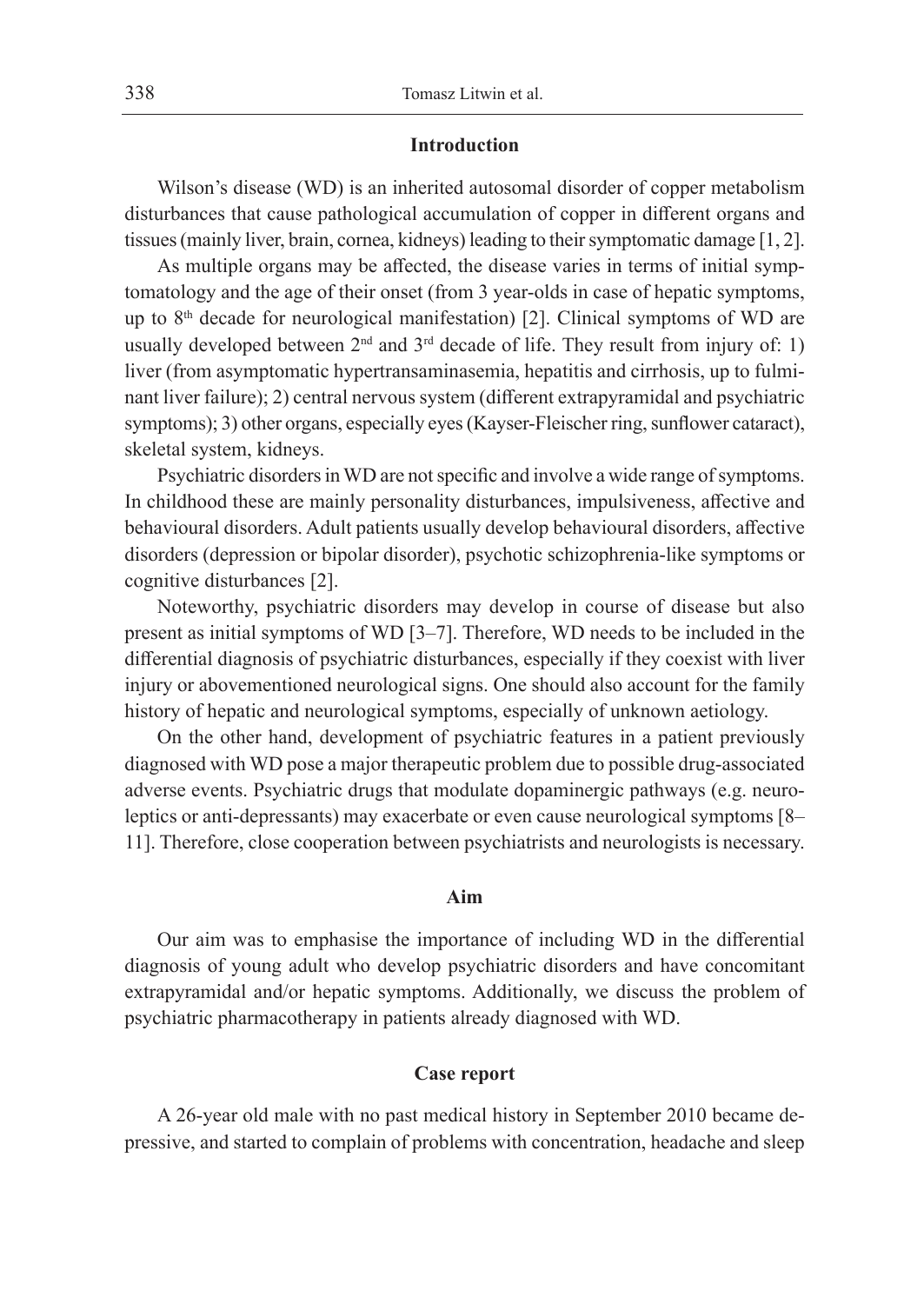## Introduction

Wilson's disease (WD) is an inherited autosomal disorder of copper metabolism disturbances that cause pathological accumulation of copper in different organs and tissues (mainly liver, brain, cornea, kidneys) leading to their symptomatic damage [1, 2].

As multiple organs may be affected, the disease varies in terms of initial symptomatology and the age of their onset (from 3 year-olds in case of hepatic symptoms, up to 8th decade for neurological manifestation) [2]. Clinical symptoms of WD are usually developed between 2nd and 3rd decade of life. They result from injury of: 1) liver (from asymptomatic hypertransaminasemia, hepatitis and cirrhosis, up to fulminant liver failure); 2) central nervous system (different extrapyramidal and psychiatric symptoms); 3) other organs, especially eyes (Kayser-Fleischer ring, sunflower cataract), skeletal system, kidneys.

Psychiatric disorders in WD are not specific and involve a wide range of symptoms. In childhood these are mainly personality disturbances, impulsiveness, affective and behavioural disorders. Adult patients usually develop behavioural disorders, affective disorders (depression or bipolar disorder), psychotic schizophrenia-like symptoms or cognitive disturbances [2].

Noteworthy, psychiatric disorders may develop in course of disease but also present as initial symptoms of WD [3–7]. Therefore, WD needs to be included in the differential diagnosis of psychiatric disturbances, especially if they coexist with liver injury or abovementioned neurological signs. One should also account for the family history of hepatic and neurological symptoms, especially of unknown aetiology.

On the other hand, development of psychiatric features in a patient previously diagnosed with WD pose a major therapeutic problem due to possible drug-associated adverse events. Psychiatric drugs that modulate dopaminergic pathways (e.g. neuroleptics or anti-depressants) may exacerbate or even cause neurological symptoms [8–11]. Therefore, close cooperation between psychiatrists and neurologists is necessary.

## Aim

Our aim was to emphasise the importance of including WD in the differential diagnosis of young adult who develop psychiatric disorders and have concomitant extrapyramidal and/or hepatic symptoms. Additionally, we discuss the problem of psychiatric pharmacotherapy in patients already diagnosed with WD.

## Case report

A 26-year old male with no past medical history in September 2010 became depressive, and started to complain of problems with concentration, headache and sleep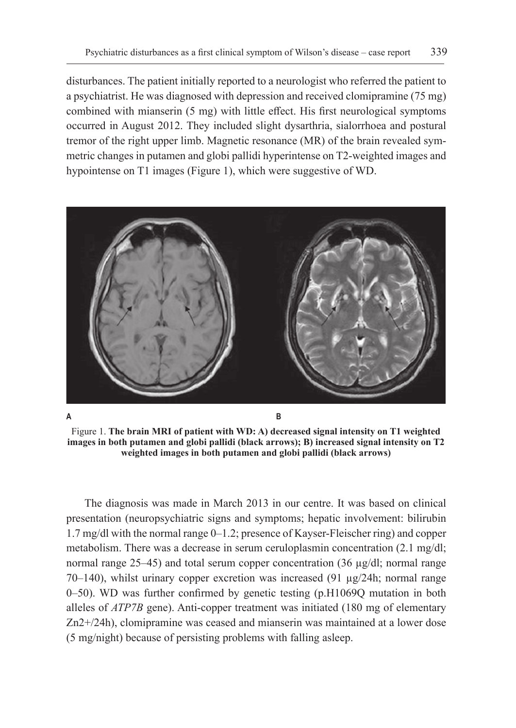disturbances. The patient initially reported to a neurologist who referred the patient to a psychiatrist. He was diagnosed with depression and received clomipramine (75 mg) combined with mianserin (5 mg) with little effect. His first neurological symptoms occurred in August 2012. They included slight dysarthria, sialorrhoea and postural tremor of the right upper limb. Magnetic resonance (MR) of the brain revealed symmetric changes in putamen and globi pallidi hyperintense on T2-weighted images and hypointense on T1 images (Figure 1), which were suggestive of WD.

A B

Figure 1. **The brain MRI of patient with WD: A) decreased signal intensity on T1 weighted images in both putamen and globi pallidi (black arrows); B) increased signal intensity on T2 weighted images in both putamen and globi pallidi (black arrows)**

The diagnosis was made in March 2013 in our centre. It was based on clinical presentation (neuropsychiatric signs and symptoms; hepatic involvement: bilirubin 1.7 mg/dl with the normal range 0–1.2; presence of Kayser-Fleischer ring) and copper metabolism. There was a decrease in serum ceruloplasmin concentration (2.1 mg/dl; normal range 25–45) and total serum copper concentration (36 μg/dl; normal range 70–140), whilst urinary copper excretion was increased (91 μg/24h; normal range 0–50). WD was further confirmed by genetic testing (p.H1069Q mutation in both alleles of *ATP7B* gene). Anti-copper treatment was initiated (180 mg of elementary $Zn^{2+}$/24h), clomipramine was ceased and mianserin was maintained at a lower dose (5 mg/night) because of persisting problems with falling asleep.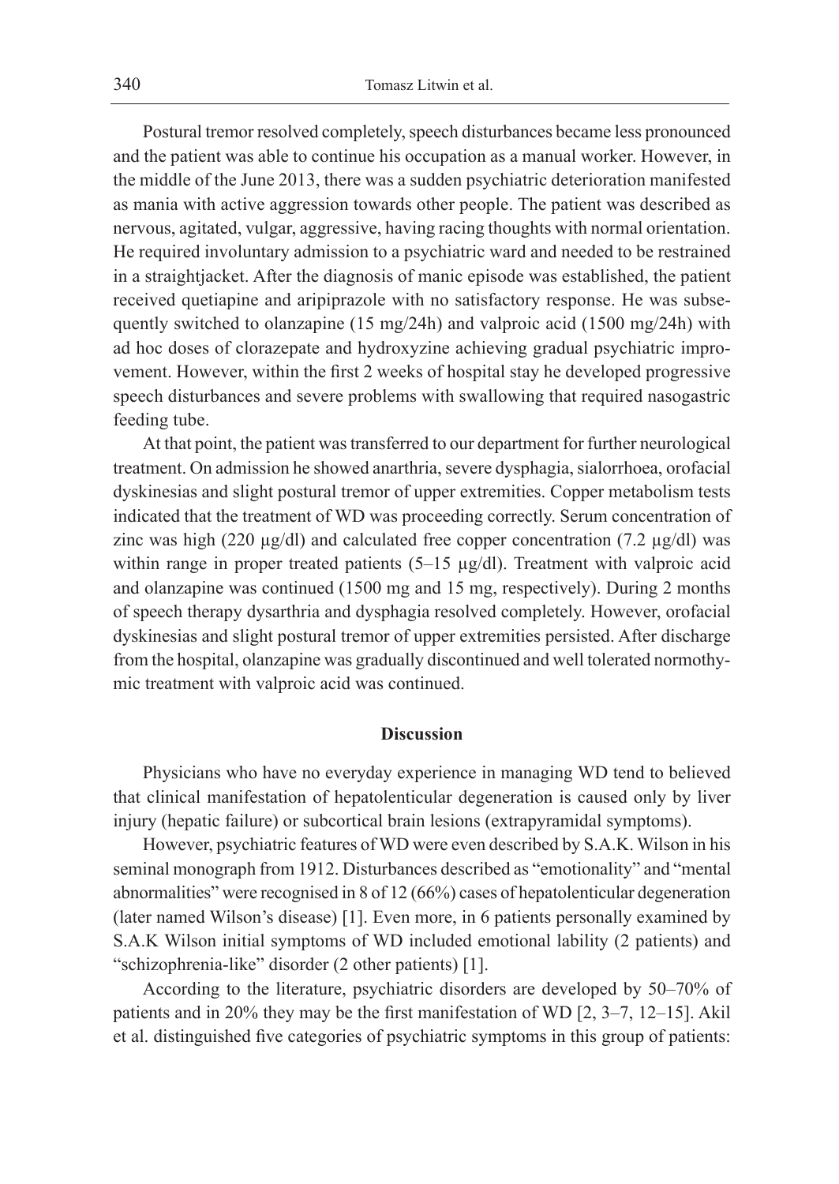Postural tremor resolved completely, speech disturbances became less pronounced and the patient was able to continue his occupation as a manual worker. However, in the middle of the June 2013, there was a sudden psychiatric deterioration manifested as mania with active aggression towards other people. The patient was described as nervous, agitated, vulgar, aggressive, having racing thoughts with normal orientation. He required involuntary admission to a psychiatric ward and needed to be restrained in a straightjacket. After the diagnosis of manic episode was established, the patient received quetiapine and aripiprazole with no satisfactory response. He was subsequently switched to olanzapine (15 mg/24h) and valproic acid (1500 mg/24h) with ad hoc doses of clorazepate and hydroxyzine achieving gradual psychiatric improvement. However, within the first 2 weeks of hospital stay he developed progressive speech disturbances and severe problems with swallowing that required nasogastric feeding tube.

At that point, the patient was transferred to our department for further neurological treatment. On admission he showed anarthria, severe dysphagia, sialorrhoea, orofacial dyskinesias and slight postural tremor of upper extremities. Copper metabolism tests indicated that the treatment of WD was proceeding correctly. Serum concentration of zinc was high (220 μg/dl) and calculated free copper concentration (7.2 μg/dl) was within range in proper treated patients (5–15 μg/dl). Treatment with valproic acid and olanzapine was continued (1500 mg and 15 mg, respectively). During 2 months of speech therapy dysarthria and dysphagia resolved completely. However, orofacial dyskinesias and slight postural tremor of upper extremities persisted. After discharge from the hospital, olanzapine was gradually discontinued and well tolerated normothymic treatment with valproic acid was continued.

## Discussion

Physicians who have no everyday experience in managing WD tend to believed that clinical manifestation of hepatolenticular degeneration is caused only by liver injury (hepatic failure) or subcortical brain lesions (extrapyramidal symptoms).

However, psychiatric features of WD were even described by S.A.K. Wilson in his seminal monograph from 1912. Disturbances described as "emotionality" and "mental abnormalities" were recognised in 8 of 12 (66%) cases of hepatolenticular degeneration (later named Wilson's disease) [1]. Even more, in 6 patients personally examined by S.A.K Wilson initial symptoms of WD included emotional lability (2 patients) and "schizophrenia-like" disorder (2 other patients) [1].

According to the literature, psychiatric disorders are developed by 50–70% of patients and in 20% they may be the first manifestation of WD [2, 3–7, 12–15]. Akil et al. distinguished five categories of psychiatric symptoms in this group of patients: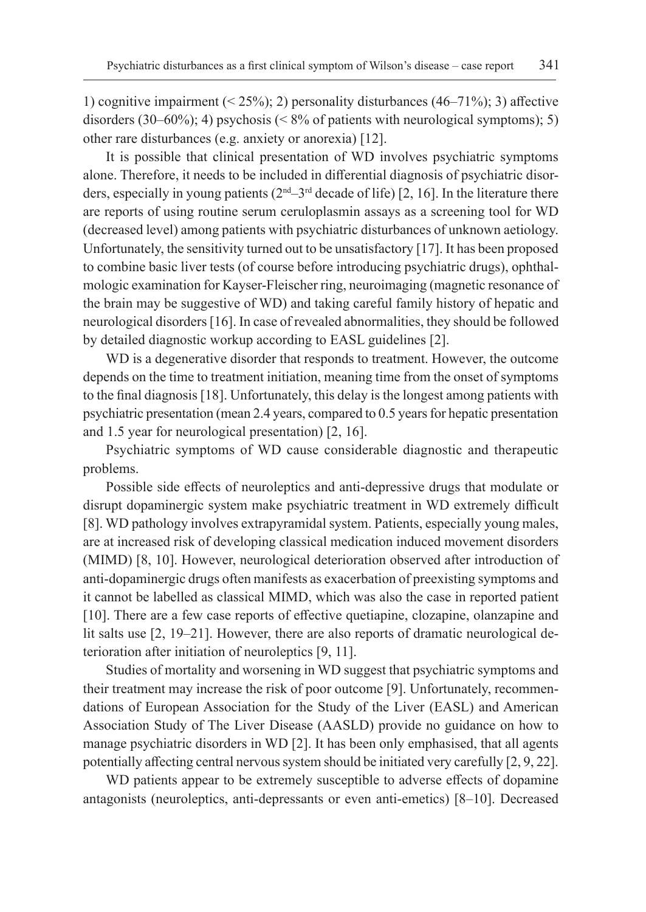1) cognitive impairment (< 25%); 2) personality disturbances (46–71%); 3) affective disorders (30–60%); 4) psychosis (< 8% of patients with neurological symptoms); 5) other rare disturbances (e.g. anxiety or anorexia) [12].

It is possible that clinical presentation of WD involves psychiatric symptoms alone. Therefore, it needs to be included in differential diagnosis of psychiatric disorders, especially in young patients (2nd–3rd decade of life) [2, 16]. In the literature there are reports of using routine serum ceruloplasmin assays as a screening tool for WD (decreased level) among patients with psychiatric disturbances of unknown aetiology. Unfortunately, the sensitivity turned out to be unsatisfactory [17]. It has been proposed to combine basic liver tests (of course before introducing psychiatric drugs), ophthalmologic examination for Kayser-Fleischer ring, neuroimaging (magnetic resonance of the brain may be suggestive of WD) and taking careful family history of hepatic and neurological disorders [16]. In case of revealed abnormalities, they should be followed by detailed diagnostic workup according to EASL guidelines [2].

WD is a degenerative disorder that responds to treatment. However, the outcome depends on the time to treatment initiation, meaning time from the onset of symptoms to the final diagnosis [18]. Unfortunately, this delay is the longest among patients with psychiatric presentation (mean 2.4 years, compared to 0.5 years for hepatic presentation and 1.5 year for neurological presentation) [2, 16].

Psychiatric symptoms of WD cause considerable diagnostic and therapeutic problems.

Possible side effects of neuroleptics and anti-depressive drugs that modulate or disrupt dopaminergic system make psychiatric treatment in WD extremely difficult [8]. WD pathology involves extrapyramidal system. Patients, especially young males, are at increased risk of developing classical medication induced movement disorders (MIMD) [8, 10]. However, neurological deterioration observed after introduction of anti-dopaminergic drugs often manifests as exacerbation of preexisting symptoms and it cannot be labelled as classical MIMD, which was also the case in reported patient [10]. There are a few case reports of effective quetiapine, clozapine, olanzapine and lit salts use [2, 19–21]. However, there are also reports of dramatic neurological deterioration after initiation of neuroleptics [9, 11].

Studies of mortality and worsening in WD suggest that psychiatric symptoms and their treatment may increase the risk of poor outcome [9]. Unfortunately, recommendations of European Association for the Study of the Liver (EASL) and American Association Study of The Liver Disease (AASLD) provide no guidance on how to manage psychiatric disorders in WD [2]. It has been only emphasised, that all agents potentially affecting central nervous system should be initiated very carefully [2, 9, 22].

WD patients appear to be extremely susceptible to adverse effects of dopamine antagonists (neuroleptics, anti-depressants or even anti-emetics) [8–10]. Decreased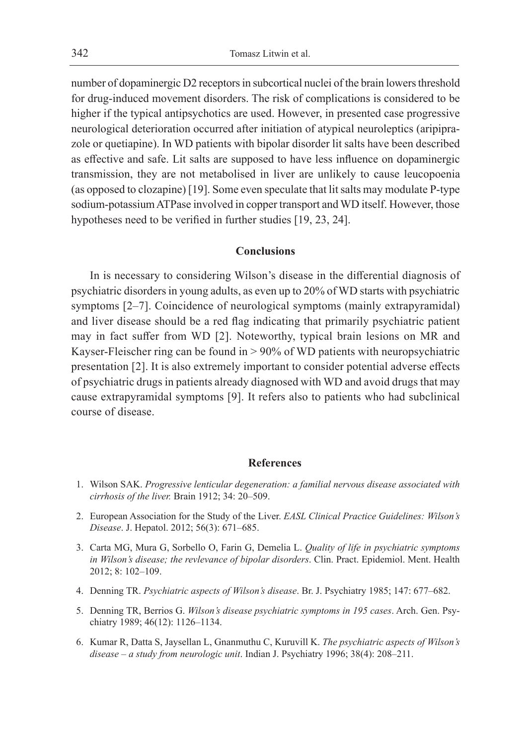number of dopaminergic D2 receptors in subcortical nuclei of the brain lowers threshold for drug-induced movement disorders. The risk of complications is considered to be higher if the typical antipsychotics are used. However, in presented case progressive neurological deterioration occurred after initiation of atypical neuroleptics (aripiprazole or quetiapine). In WD patients with bipolar disorder lit salts have been described as effective and safe. Lit salts are supposed to have less influence on dopaminergic transmission, they are not metabolised in liver are unlikely to cause leucopoenia (as opposed to clozapine) [19]. Some even speculate that lit salts may modulate P-type sodium-potassium ATPase involved in copper transport and WD itself. However, those hypotheses need to be verified in further studies [19, 23, 24].

## Conclusions

In is necessary to considering Wilson's disease in the differential diagnosis of psychiatric disorders in young adults, as even up to 20% of WD starts with psychiatric symptoms [2–7]. Coincidence of neurological symptoms (mainly extrapyramidal) and liver disease should be a red flag indicating that primarily psychiatric patient may in fact suffer from WD [2]. Noteworthy, typical brain lesions on MR and Kayser-Fleischer ring can be found in > 90% of WD patients with neuropsychiatric presentation [2]. It is also extremely important to consider potential adverse effects of psychiatric drugs in patients already diagnosed with WD and avoid drugs that may cause extrapyramidal symptoms [9]. It refers also to patients who had subclinical course of disease.

## References

1. Wilson SAK. *Progressive lenticular degeneration: a familial nervous disease associated with cirrhosis of the liver.* Brain 1912; 34: 20–509.
2. European Association for the Study of the Liver. *EASL Clinical Practice Guidelines: Wilson's Disease*. J. Hepatol. 2012; 56(3): 671–685.
3. Carta MG, Mura G, Sorbello O, Farin G, Demelia L. *Quality of life in psychiatric symptoms in Wilson's disease; the revlevance of bipolar disorders*. Clin. Pract. Epidemiol. Ment. Health 2012; 8: 102–109.
4. Denning TR. *Psychiatric aspects of Wilson's disease*. Br. J. Psychiatry 1985; 147: 677–682.
5. Denning TR, Berrios G. *Wilson's disease psychiatric symptoms in 195 cases*. Arch. Gen. Psychiatry 1989; 46(12): 1126–1134.
6. Kumar R, Datta S, Jaysellan L, Gnanmuthu C, Kuruvill K. *The psychiatric aspects of Wilson's disease – a study from neurologic unit*. Indian J. Psychiatry 1996; 38(4): 208–211.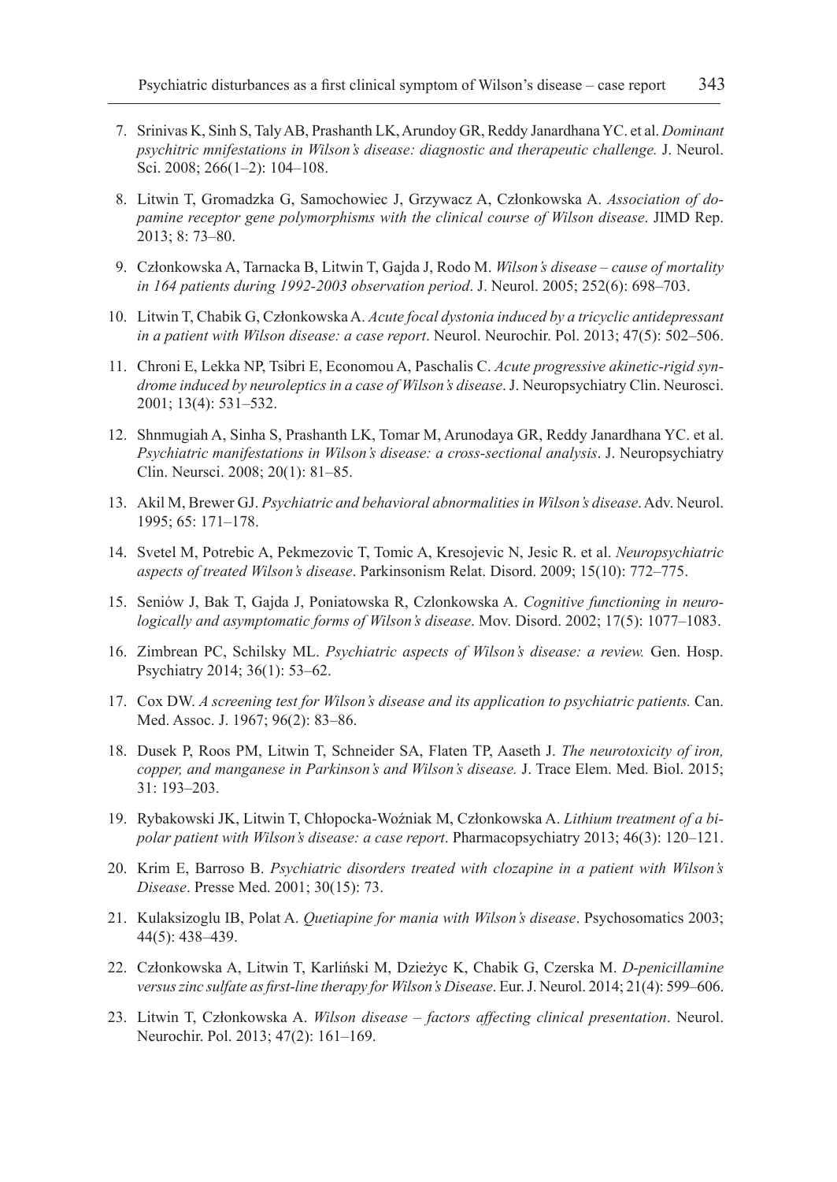7. Srinivas K, Sinh S, Taly AB, Prashanth LK, Arundoy GR, Reddy Janardhana YC. et al. *Dominant psychitric mnifestations in Wilson's disease: diagnostic and therapeutic challenge.* J. Neurol. Sci. 2008; 266(1–2): 104–108.
8. Litwin T, Gromadzka G, Samochowiec J, Grzywacz A, Członkowska A. *Association of dopamine receptor gene polymorphisms with the clinical course of Wilson disease*. JIMD Rep. 2013; 8: 73–80.
9. Członkowska A, Tarnacka B, Litwin T, Gajda J, Rodo M. *Wilson's disease – cause of mortality in 164 patients during 1992-2003 observation period*. J. Neurol. 2005; 252(6): 698–703.
10. Litwin T, Chabik G, Członkowska A. *Acute focal dystonia induced by a tricyclic antidepressant in a patient with Wilson disease: a case report*. Neurol. Neurochir. Pol. 2013; 47(5): 502–506.
11. Chroni E, Lekka NP, Tsibri E, Economou A, Paschalis C. *Acute progressive akinetic-rigid syndrome induced by neuroleptics in a case of Wilson's disease*. J. Neuropsychiatry Clin. Neurosci. 2001; 13(4): 531–532.
12. Shnmugiah A, Sinha S, Prashanth LK, Tomar M, Arunodaya GR, Reddy Janardhana YC. et al. *Psychiatric manifestations in Wilson's disease: a cross-sectional analysis*. J. Neuropsychiatry Clin. Neursci. 2008; 20(1): 81–85.
13. Akil M, Brewer GJ. *Psychiatric and behavioral abnormalities in Wilson's disease*. Adv. Neurol. 1995; 65: 171–178.
14. Svetel M, Potrebic A, Pekmezovic T, Tomic A, Kresojevic N, Jesic R. et al. *Neuropsychiatric aspects of treated Wilson's disease*. Parkinsonism Relat. Disord. 2009; 15(10): 772–775.
15. Seniów J, Bak T, Gajda J, Poniatowska R, Czlonkowska A. *Cognitive functioning in neurologically and asymptomatic forms of Wilson's disease*. Mov. Disord. 2002; 17(5): 1077–1083.
16. Zimbrean PC, Schilsky ML. *Psychiatric aspects of Wilson's disease: a review.* Gen. Hosp. Psychiatry 2014; 36(1): 53–62.
17. Cox DW. *A screening test for Wilson's disease and its application to psychiatric patients.* Can. Med. Assoc. J. 1967; 96(2): 83–86.
18. Dusek P, Roos PM, Litwin T, Schneider SA, Flaten TP, Aaseth J. *The neurotoxicity of iron, copper, and manganese in Parkinson's and Wilson's disease.* J. Trace Elem. Med. Biol. 2015; 31: 193–203.
19. Rybakowski JK, Litwin T, Chłopocka-Woźniak M, Członkowska A. *Lithium treatment of a bipolar patient with Wilson's disease: a case report*. Pharmacopsychiatry 2013; 46(3): 120–121.
20. Krim E, Barroso B. *Psychiatric disorders treated with clozapine in a patient with Wilson's Disease*. Presse Med. 2001; 30(15): 73.
21. Kulaksizoglu IB, Polat A. *Quetiapine for mania with Wilson's disease*. Psychosomatics 2003; 44(5): 438–439.
22. Członkowska A, Litwin T, Karliński M, Dzieżyc K, Chabik G, Czerska M. *D-penicillamine versus zinc sulfate as first-line therapy for Wilson's Disease*. Eur. J. Neurol. 2014; 21(4): 599–606.
23. Litwin T, Członkowska A. *Wilson disease – factors affecting clinical presentation*. Neurol. Neurochir. Pol. 2013; 47(2): 161–169.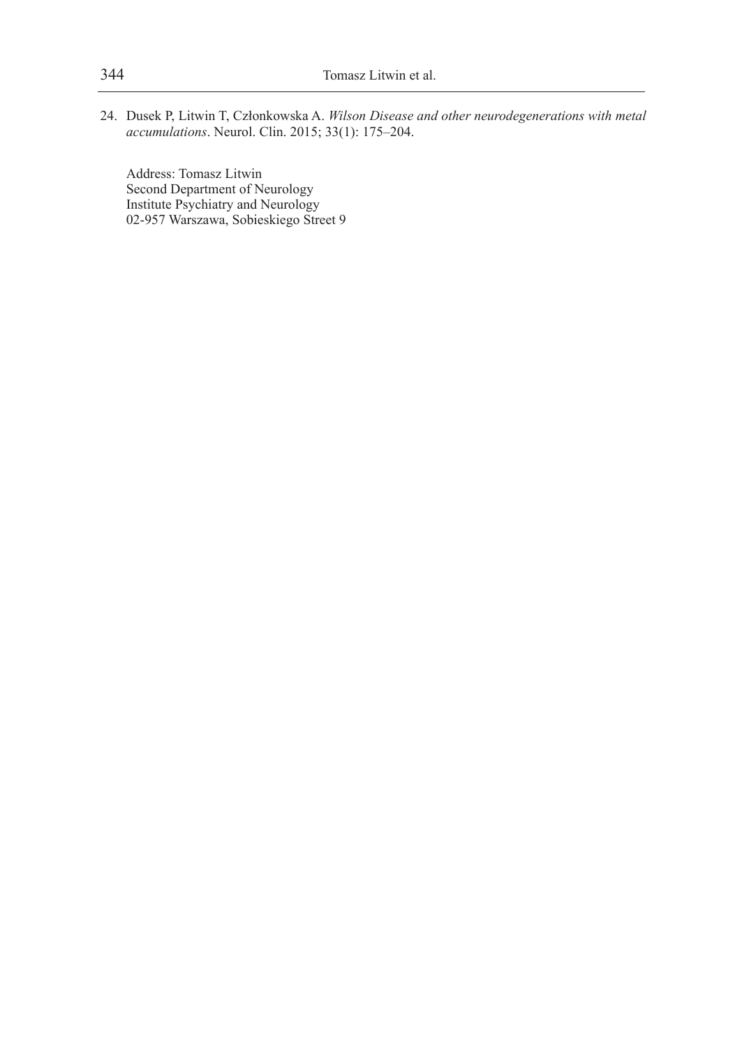24. Dusek P, Litwin T, Członkowska A. *Wilson Disease and other neurodegenerations with metal accumulations*. Neurol. Clin. 2015; 33(1): 175–204.

Address: Tomasz Litwin
Second Department of Neurology
Institute Psychiatry and Neurology
02-957 Warszawa, Sobieskiego Street 9